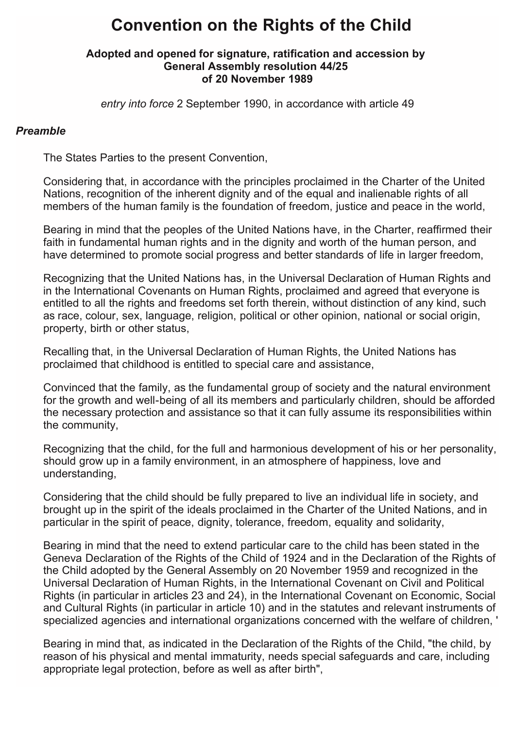# Convention on the Rights of the Child

**Adopted and opened for signature, ratification and accession by General Assembly resolution 44/25 of 20 November 1989**

*entry into force* 2 September 1990, in accordance with article 49

### *Preamble*

The States Parties to the present Convention,

Considering that, in accordance with the principles proclaimed in the Charter of the United Nations, recognition of the inherent dignity and of the equal and inalienable rights of all members of the human family is the foundation of freedom, justice and peace in the world,

Bearing in mind that the peoples of the United Nations have, in the Charter, reaffirmed their faith in fundamental human rights and in the dignity and worth of the human person, and have determined to promote social progress and better standards of life in larger freedom,

Recognizing that the United Nations has, in the Universal Declaration of Human Rights and in the International Covenants on Human Rights, proclaimed and agreed that everyone is entitled to all the rights and freedoms set forth therein, without distinction of any kind, such as race, colour, sex, language, religion, political or other opinion, national or social origin, property, birth or other status,

Recalling that, in the Universal Declaration of Human Rights, the United Nations has proclaimed that childhood is entitled to special care and assistance,

Convinced that the family, as the fundamental group of society and the natural environment for the growth and well-being of all its members and particularly children, should be afforded the necessary protection and assistance so that it can fully assume its responsibilities within the community,

Recognizing that the child, for the full and harmonious development of his or her personality, should grow up in a family environment, in an atmosphere of happiness, love and understanding,

Considering that the child should be fully prepared to live an individual life in society, and brought up in the spirit of the ideals proclaimed in the Charter of the United Nations, and in particular in the spirit of peace, dignity, tolerance, freedom, equality and solidarity,

Bearing in mind that the need to extend particular care to the child has been stated in the Geneva Declaration of the Rights of the Child of 1924 and in the Declaration of the Rights of the Child adopted by the General Assembly on 20 November 1959 and recognized in the Universal Declaration of Human Rights, in the International Covenant on Civil and Political Rights (in particular in articles 23 and 24), in the International Covenant on Economic, Social and Cultural Rights (in particular in article 10) and in the statutes and relevant instruments of specialized agencies and international organizations concerned with the welfare of children, '

Bearing in mind that, as indicated in the Declaration of the Rights of the Child, "the child, by reason of his physical and mental immaturity, needs special safeguards and care, including appropriate legal protection, before as well as after birth",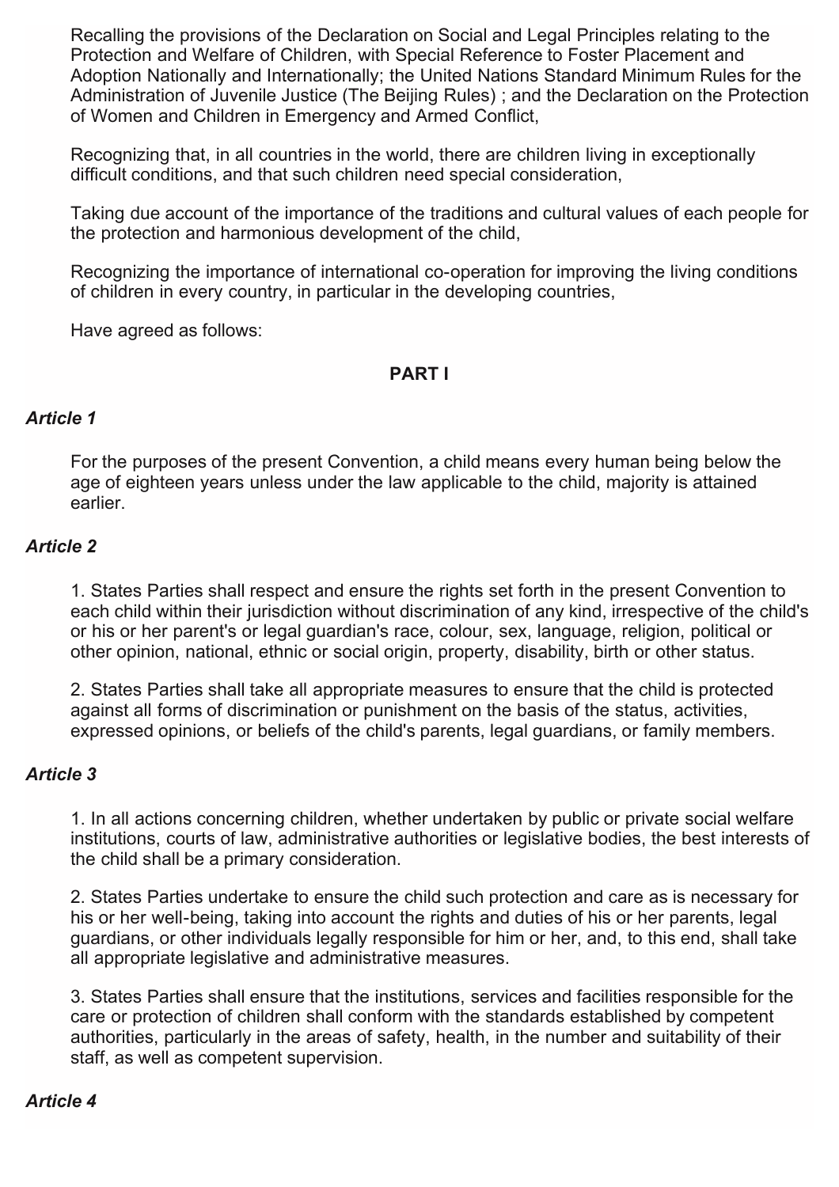Recalling the provisions of the Declaration on Social and Legal Principles relating to the Protection and Welfare of Children, with Special Reference to Foster Placement and Adoption Nationally and Internationally; the United Nations Standard Minimum Rules for the Administration of Juvenile Justice (The Beijing Rules) ; and the Declaration on the Protection of Women and Children in Emergency and Armed Conflict,

Recognizing that, in all countries in the world, there are children living in exceptionally difficult conditions, and that such children need special consideration,

Taking due account of the importance of the traditions and cultural values of each people for the protection and harmonious development of the child,

Recognizing the importance of international co-operation for improving the living conditions of children in every country, in particular in the developing countries,

Have agreed as follows:

## PART I

### *Article 1*

For the purposes of the present Convention, a child means every human being below the age of eighteen years unless under the law applicable to the child, majority is attained earlier.

### *Article 2*

1. States Parties shall respect and ensure the rights set forth in the present Convention to each child within their jurisdiction without discrimination of any kind, irrespective of the child's or his or her parent's or legal guardian's race, colour, sex, language, religion, political or other opinion, national, ethnic or social origin, property, disability, birth or other status.

2. States Parties shall take all appropriate measures to ensure that the child is protected against all forms of discrimination or punishment on the basis of the status, activities, expressed opinions, or beliefs of the child's parents, legal guardians, or family members.

### *Article 3*

1. In all actions concerning children, whether undertaken by public or private social welfare institutions, courts of law, administrative authorities or legislative bodies, the best interests of the child shall be a primary consideration.

2. States Parties undertake to ensure the child such protection and care as is necessary for his or her well-being, taking into account the rights and duties of his or her parents, legal guardians, or other individuals legally responsible for him or her, and, to this end, shall take all appropriate legislative and administrative measures.

3. States Parties shall ensure that the institutions, services and facilities responsible for the care or protection of children shall conform with the standards established by competent authorities, particularly in the areas of safety, health, in the number and suitability of their staff, as well as competent supervision.

### *Article 4*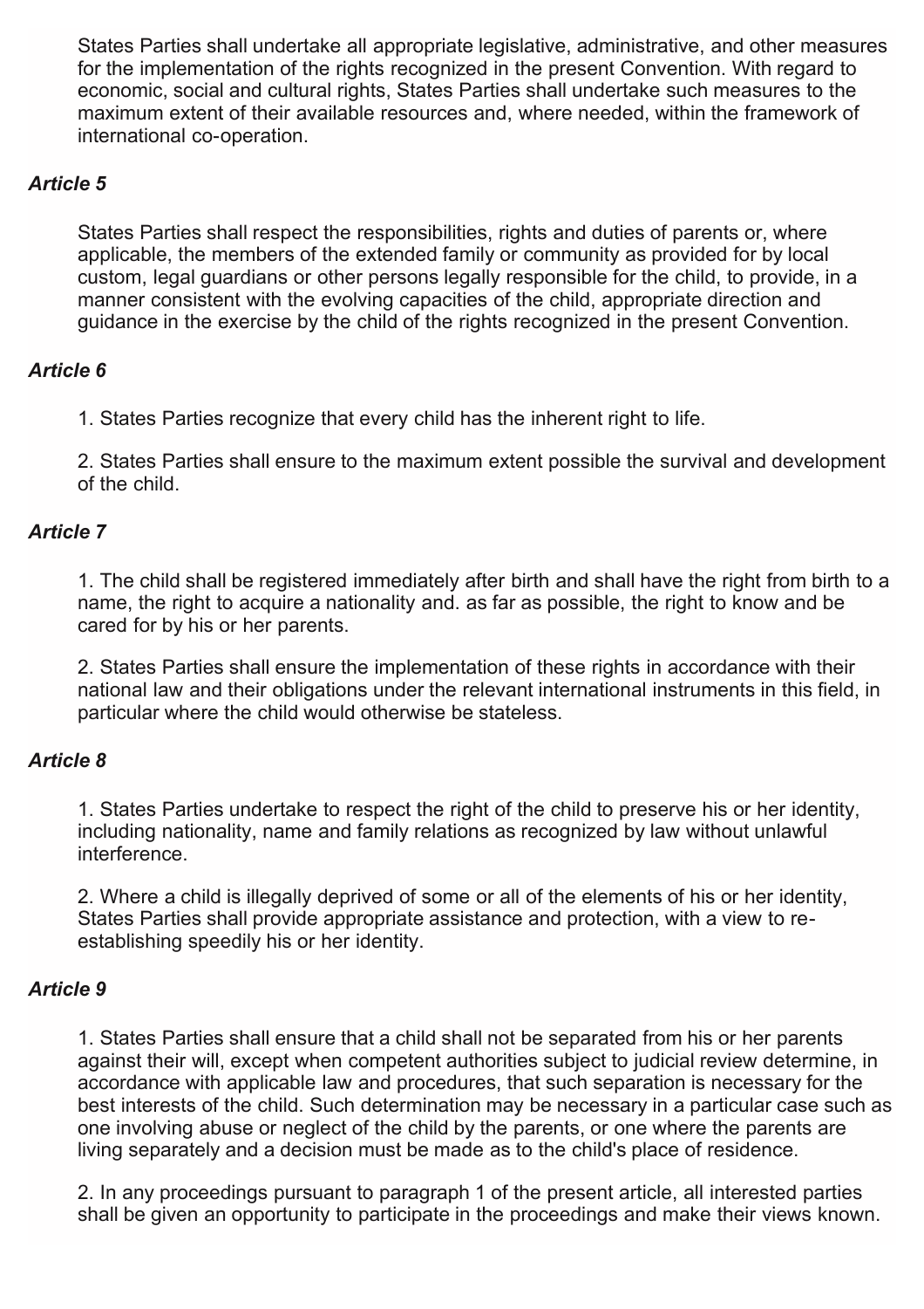States Parties shall undertake all appropriate legislative, administrative, and other measures for the implementation of the rights recognized in the present Convention. With regard to economic, social and cultural rights, States Parties shall undertake such measures to the maximum extent of their available resources and, where needed, within the framework of international co-operation.

### *Article 5*

States Parties shall respect the responsibilities, rights and duties of parents or, where applicable, the members of the extended family or community as provided for by local custom, legal guardians or other persons legally responsible for the child, to provide, in a manner consistent with the evolving capacities of the child, appropriate direction and guidance in the exercise by the child of the rights recognized in the present Convention.

### *Article 6*

1. States Parties recognize that every child has the inherent right to life.

2. States Parties shall ensure to the maximum extent possible the survival and development of the child.

### *Article 7*

1. The child shall be registered immediately after birth and shall have the right from birth to a name, the right to acquire a nationality and. as far as possible, the right to know and be cared for by his or her parents.

2. States Parties shall ensure the implementation of these rights in accordance with their national law and their obligations under the relevant international instruments in this field, in particular where the child would otherwise be stateless.

### *Article 8*

1. States Parties undertake to respect the right of the child to preserve his or her identity, including nationality, name and family relations as recognized by law without unlawful interference.

2. Where a child is illegally deprived of some or all of the elements of his or her identity, States Parties shall provide appropriate assistance and protection, with a view to re-establishing speedily his or her identity.

### *Article 9*

1. States Parties shall ensure that a child shall not be separated from his or her parents against their will, except when competent authorities subject to judicial review determine, in accordance with applicable law and procedures, that such separation is necessary for the best interests of the child. Such determination may be necessary in a particular case such as one involving abuse or neglect of the child by the parents, or one where the parents are living separately and a decision must be made as to the child's place of residence.

2. In any proceedings pursuant to paragraph 1 of the present article, all interested parties shall be given an opportunity to participate in the proceedings and make their views known.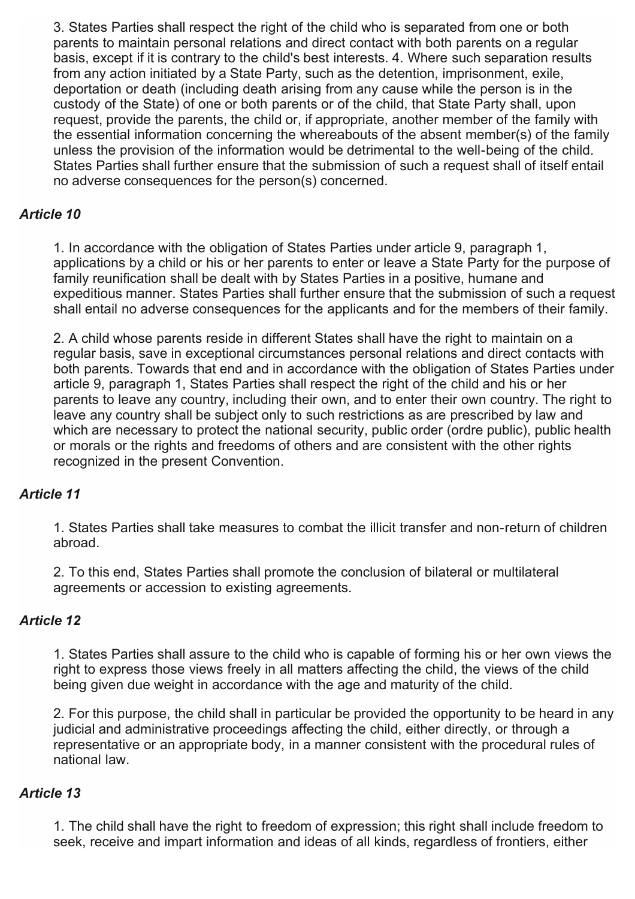3. States Parties shall respect the right of the child who is separated from one or both parents to maintain personal relations and direct contact with both parents on a regular basis, except if it is contrary to the child's best interests. 4. Where such separation results from any action initiated by a State Party, such as the detention, imprisonment, exile, deportation or death (including death arising from any cause while the person is in the custody of the State) of one or both parents or of the child, that State Party shall, upon request, provide the parents, the child or, if appropriate, another member of the family with the essential information concerning the whereabouts of the absent member(s) of the family unless the provision of the information would be detrimental to the well-being of the child. States Parties shall further ensure that the submission of such a request shall of itself entail no adverse consequences for the person(s) concerned.

### *Article 10*

1. In accordance with the obligation of States Parties under article 9, paragraph 1, applications by a child or his or her parents to enter or leave a State Party for the purpose of family reunification shall be dealt with by States Parties in a positive, humane and expeditious manner. States Parties shall further ensure that the submission of such a request shall entail no adverse consequences for the applicants and for the members of their family.

2. A child whose parents reside in different States shall have the right to maintain on a regular basis, save in exceptional circumstances personal relations and direct contacts with both parents. Towards that end and in accordance with the obligation of States Parties under article 9, paragraph 1, States Parties shall respect the right of the child and his or her parents to leave any country, including their own, and to enter their own country. The right to leave any country shall be subject only to such restrictions as are prescribed by law and which are necessary to protect the national security, public order (ordre public), public health or morals or the rights and freedoms of others and are consistent with the other rights recognized in the present Convention.

### *Article 11*

1. States Parties shall take measures to combat the illicit transfer and non-return of children abroad.

2. To this end, States Parties shall promote the conclusion of bilateral or multilateral agreements or accession to existing agreements.

### *Article 12*

1. States Parties shall assure to the child who is capable of forming his or her own views the right to express those views freely in all matters affecting the child, the views of the child being given due weight in accordance with the age and maturity of the child.

2. For this purpose, the child shall in particular be provided the opportunity to be heard in any judicial and administrative proceedings affecting the child, either directly, or through a representative or an appropriate body, in a manner consistent with the procedural rules of national law.

### *Article 13*

1. The child shall have the right to freedom of expression; this right shall include freedom to seek, receive and impart information and ideas of all kinds, regardless of frontiers, either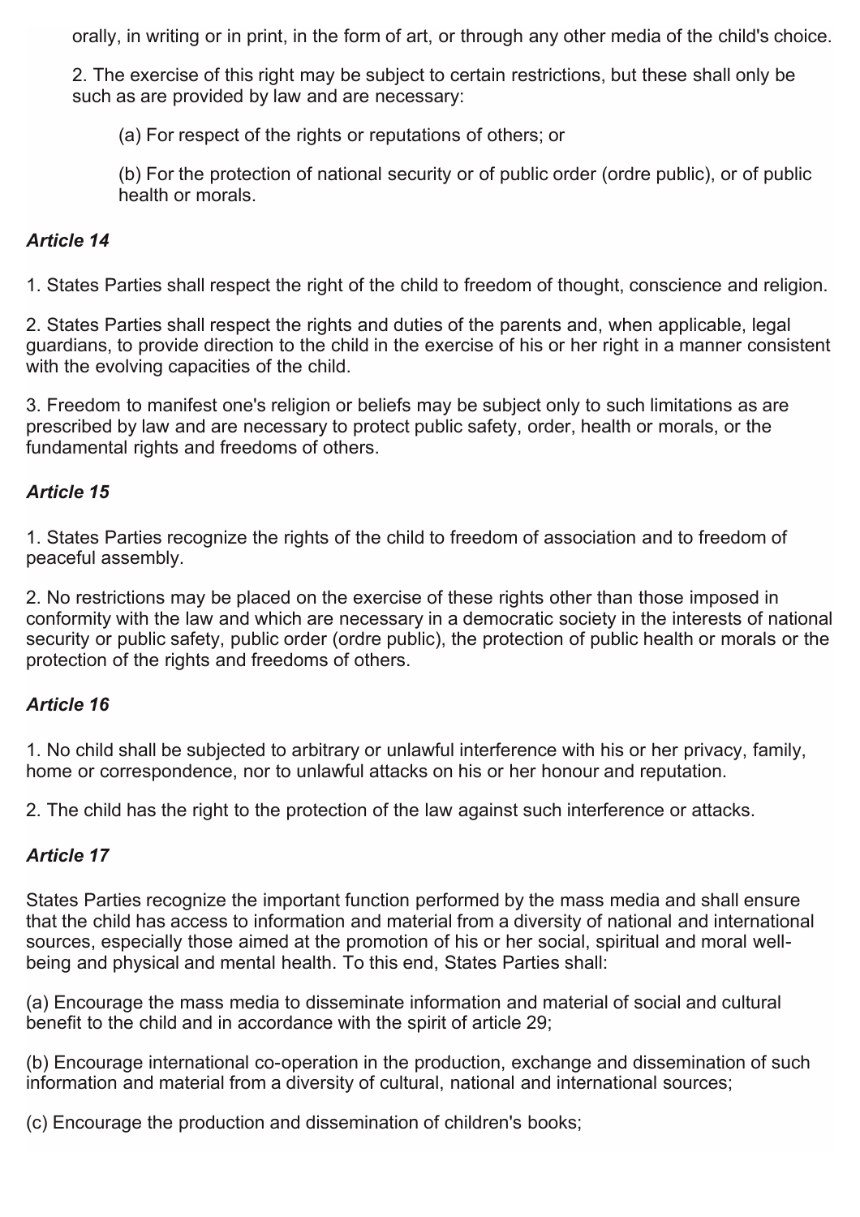orally, in writing or in print, in the form of art, or through any other media of the child's choice.

2. The exercise of this right may be subject to certain restrictions, but these shall only be such as are provided by law and are necessary:

(a) For respect of the rights or reputations of others; or

(b) For the protection of national security or of public order (ordre public), or of public health or morals.

### *Article 14*

1. States Parties shall respect the right of the child to freedom of thought, conscience and religion.

2. States Parties shall respect the rights and duties of the parents and, when applicable, legal guardians, to provide direction to the child in the exercise of his or her right in a manner consistent with the evolving capacities of the child.

3. Freedom to manifest one's religion or beliefs may be subject only to such limitations as are prescribed by law and are necessary to protect public safety, order, health or morals, or the fundamental rights and freedoms of others.

### *Article 15*

1. States Parties recognize the rights of the child to freedom of association and to freedom of peaceful assembly.

2. No restrictions may be placed on the exercise of these rights other than those imposed in conformity with the law and which are necessary in a democratic society in the interests of national security or public safety, public order (ordre public), the protection of public health or morals or the protection of the rights and freedoms of others.

### *Article 16*

1. No child shall be subjected to arbitrary or unlawful interference with his or her privacy, family, home or correspondence, nor to unlawful attacks on his or her honour and reputation.

2. The child has the right to the protection of the law against such interference or attacks.

### *Article 17*

States Parties recognize the important function performed by the mass media and shall ensure that the child has access to information and material from a diversity of national and international sources, especially those aimed at the promotion of his or her social, spiritual and moral well-being and physical and mental health. To this end, States Parties shall:

(a) Encourage the mass media to disseminate information and material of social and cultural benefit to the child and in accordance with the spirit of article 29;

(b) Encourage international co-operation in the production, exchange and dissemination of such information and material from a diversity of cultural, national and international sources;

(c) Encourage the production and dissemination of children's books;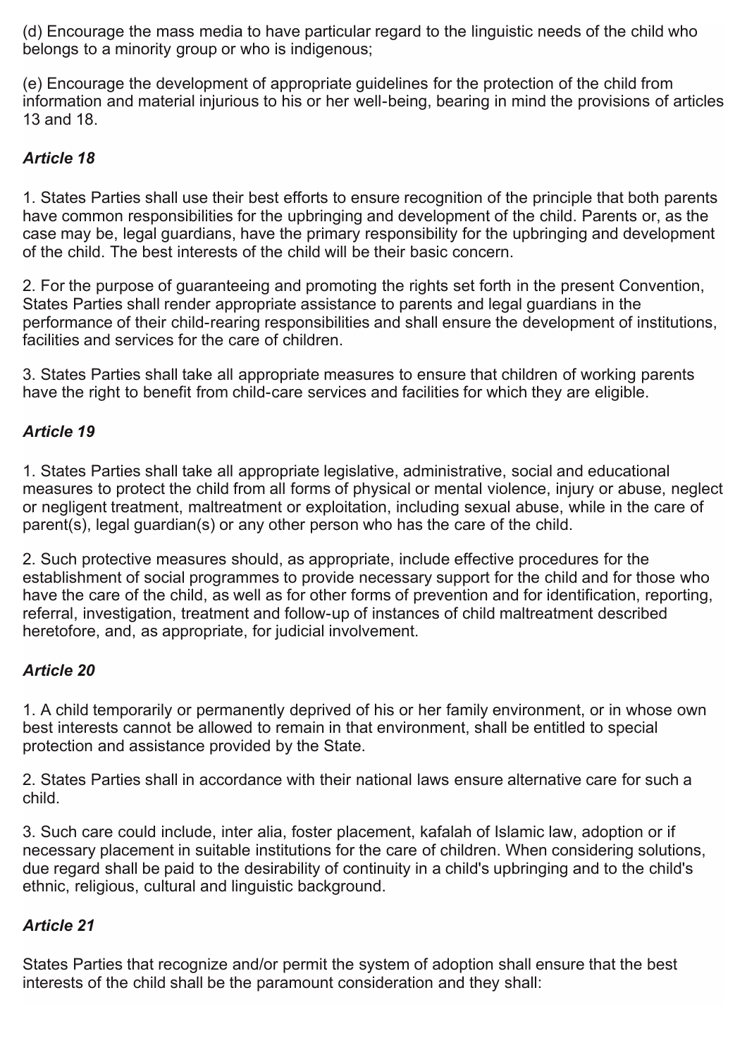(d) Encourage the mass media to have particular regard to the linguistic needs of the child who belongs to a minority group or who is indigenous;

(e) Encourage the development of appropriate guidelines for the protection of the child from information and material injurious to his or her well-being, bearing in mind the provisions of articles 13 and 18.

### *Article 18*

1. States Parties shall use their best efforts to ensure recognition of the principle that both parents have common responsibilities for the upbringing and development of the child. Parents or, as the case may be, legal guardians, have the primary responsibility for the upbringing and development of the child. The best interests of the child will be their basic concern.

2. For the purpose of guaranteeing and promoting the rights set forth in the present Convention, States Parties shall render appropriate assistance to parents and legal guardians in the performance of their child-rearing responsibilities and shall ensure the development of institutions, facilities and services for the care of children.

3. States Parties shall take all appropriate measures to ensure that children of working parents have the right to benefit from child-care services and facilities for which they are eligible.

### *Article 19*

1. States Parties shall take all appropriate legislative, administrative, social and educational measures to protect the child from all forms of physical or mental violence, injury or abuse, neglect or negligent treatment, maltreatment or exploitation, including sexual abuse, while in the care of parent(s), legal guardian(s) or any other person who has the care of the child.

2. Such protective measures should, as appropriate, include effective procedures for the establishment of social programmes to provide necessary support for the child and for those who have the care of the child, as well as for other forms of prevention and for identification, reporting, referral, investigation, treatment and follow-up of instances of child maltreatment described heretofore, and, as appropriate, for judicial involvement.

### *Article 20*

1. A child temporarily or permanently deprived of his or her family environment, or in whose own best interests cannot be allowed to remain in that environment, shall be entitled to special protection and assistance provided by the State.

2. States Parties shall in accordance with their national laws ensure alternative care for such a child.

3. Such care could include, inter alia, foster placement, kafalah of Islamic law, adoption or if necessary placement in suitable institutions for the care of children. When considering solutions, due regard shall be paid to the desirability of continuity in a child's upbringing and to the child's ethnic, religious, cultural and linguistic background.

### *Article 21*

States Parties that recognize and/or permit the system of adoption shall ensure that the best interests of the child shall be the paramount consideration and they shall: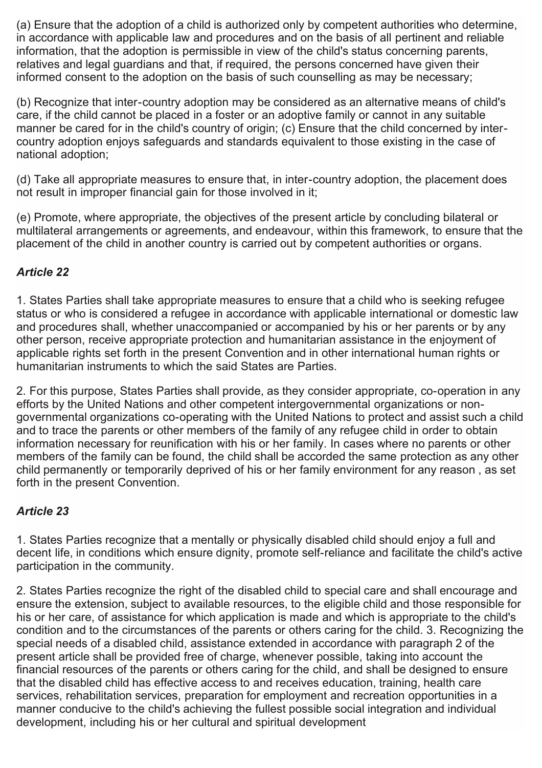(a) Ensure that the adoption of a child is authorized only by competent authorities who determine, in accordance with applicable law and procedures and on the basis of all pertinent and reliable information, that the adoption is permissible in view of the child's status concerning parents, relatives and legal guardians and that, if required, the persons concerned have given their informed consent to the adoption on the basis of such counselling as may be necessary;

(b) Recognize that inter-country adoption may be considered as an alternative means of child's care, if the child cannot be placed in a foster or an adoptive family or cannot in any suitable manner be cared for in the child's country of origin; (c) Ensure that the child concerned by inter-country adoption enjoys safeguards and standards equivalent to those existing in the case of national adoption;

(d) Take all appropriate measures to ensure that, in inter-country adoption, the placement does not result in improper financial gain for those involved in it;

(e) Promote, where appropriate, the objectives of the present article by concluding bilateral or multilateral arrangements or agreements, and endeavour, within this framework, to ensure that the placement of the child in another country is carried out by competent authorities or organs.

### *Article 22*

1. States Parties shall take appropriate measures to ensure that a child who is seeking refugee status or who is considered a refugee in accordance with applicable international or domestic law and procedures shall, whether unaccompanied or accompanied by his or her parents or by any other person, receive appropriate protection and humanitarian assistance in the enjoyment of applicable rights set forth in the present Convention and in other international human rights or humanitarian instruments to which the said States are Parties.

2. For this purpose, States Parties shall provide, as they consider appropriate, co-operation in any efforts by the United Nations and other competent intergovernmental organizations or non-governmental organizations co-operating with the United Nations to protect and assist such a child and to trace the parents or other members of the family of any refugee child in order to obtain information necessary for reunification with his or her family. In cases where no parents or other members of the family can be found, the child shall be accorded the same protection as any other child permanently or temporarily deprived of his or her family environment for any reason , as set forth in the present Convention.

### *Article 23*

1. States Parties recognize that a mentally or physically disabled child should enjoy a full and decent life, in conditions which ensure dignity, promote self-reliance and facilitate the child's active participation in the community.

2. States Parties recognize the right of the disabled child to special care and shall encourage and ensure the extension, subject to available resources, to the eligible child and those responsible for his or her care, of assistance for which application is made and which is appropriate to the child's condition and to the circumstances of the parents or others caring for the child. 3. Recognizing the special needs of a disabled child, assistance extended in accordance with paragraph 2 of the present article shall be provided free of charge, whenever possible, taking into account the financial resources of the parents or others caring for the child, and shall be designed to ensure that the disabled child has effective access to and receives education, training, health care services, rehabilitation services, preparation for employment and recreation opportunities in a manner conducive to the child's achieving the fullest possible social integration and individual development, including his or her cultural and spiritual development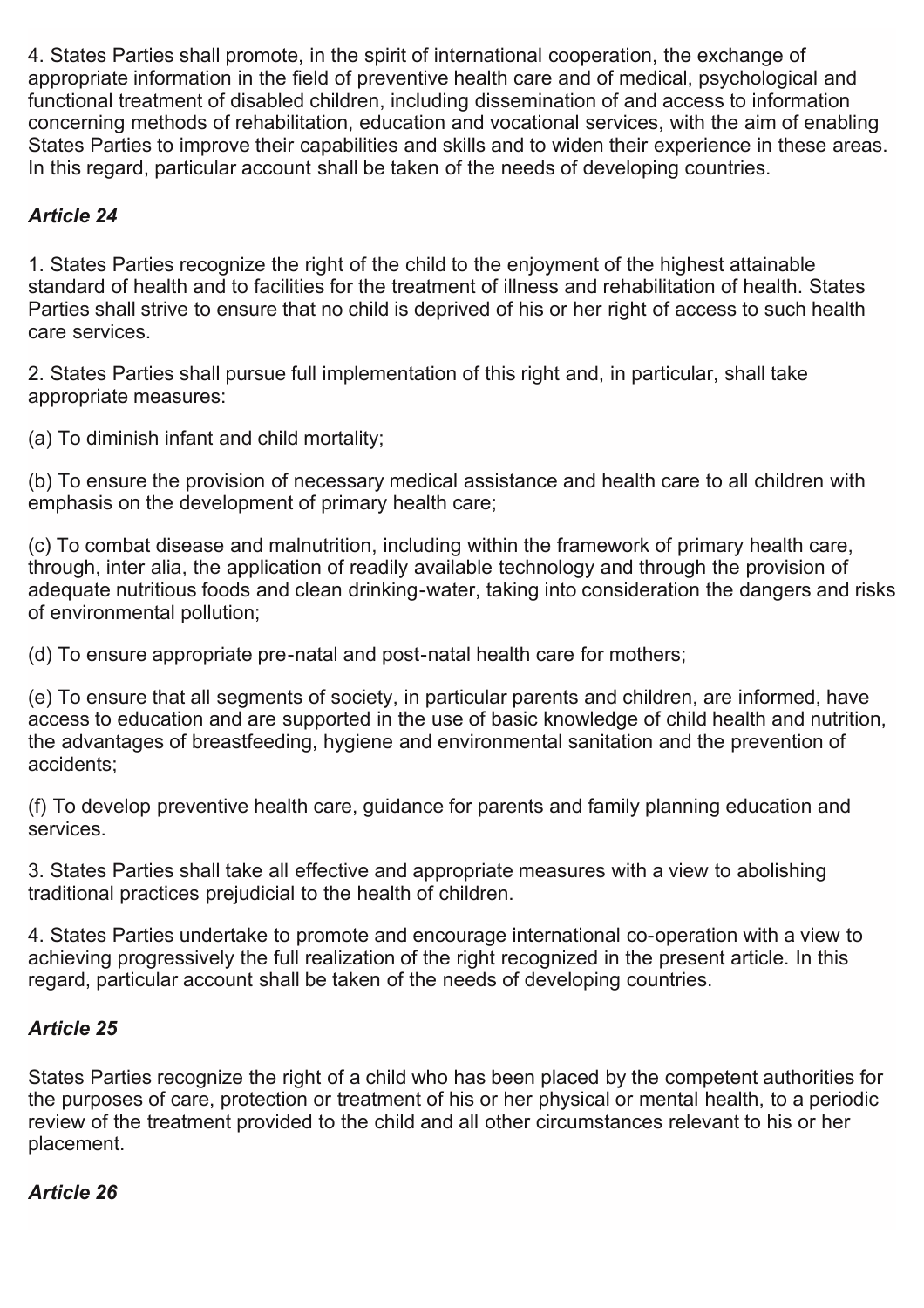4. States Parties shall promote, in the spirit of international cooperation, the exchange of appropriate information in the field of preventive health care and of medical, psychological and functional treatment of disabled children, including dissemination of and access to information concerning methods of rehabilitation, education and vocational services, with the aim of enabling States Parties to improve their capabilities and skills and to widen their experience in these areas. In this regard, particular account shall be taken of the needs of developing countries.

### *Article 24*

1. States Parties recognize the right of the child to the enjoyment of the highest attainable standard of health and to facilities for the treatment of illness and rehabilitation of health. States Parties shall strive to ensure that no child is deprived of his or her right of access to such health care services.

2. States Parties shall pursue full implementation of this right and, in particular, shall take appropriate measures:

(a) To diminish infant and child mortality;

(b) To ensure the provision of necessary medical assistance and health care to all children with emphasis on the development of primary health care;

(c) To combat disease and malnutrition, including within the framework of primary health care, through, inter alia, the application of readily available technology and through the provision of adequate nutritious foods and clean drinking-water, taking into consideration the dangers and risks of environmental pollution;

(d) To ensure appropriate pre-natal and post-natal health care for mothers;

(e) To ensure that all segments of society, in particular parents and children, are informed, have access to education and are supported in the use of basic knowledge of child health and nutrition, the advantages of breastfeeding, hygiene and environmental sanitation and the prevention of accidents;

(f) To develop preventive health care, guidance for parents and family planning education and services.

3. States Parties shall take all effective and appropriate measures with a view to abolishing traditional practices prejudicial to the health of children.

4. States Parties undertake to promote and encourage international co-operation with a view to achieving progressively the full realization of the right recognized in the present article. In this regard, particular account shall be taken of the needs of developing countries.

### *Article 25*

States Parties recognize the right of a child who has been placed by the competent authorities for the purposes of care, protection or treatment of his or her physical or mental health, to a periodic review of the treatment provided to the child and all other circumstances relevant to his or her placement.

### *Article 26*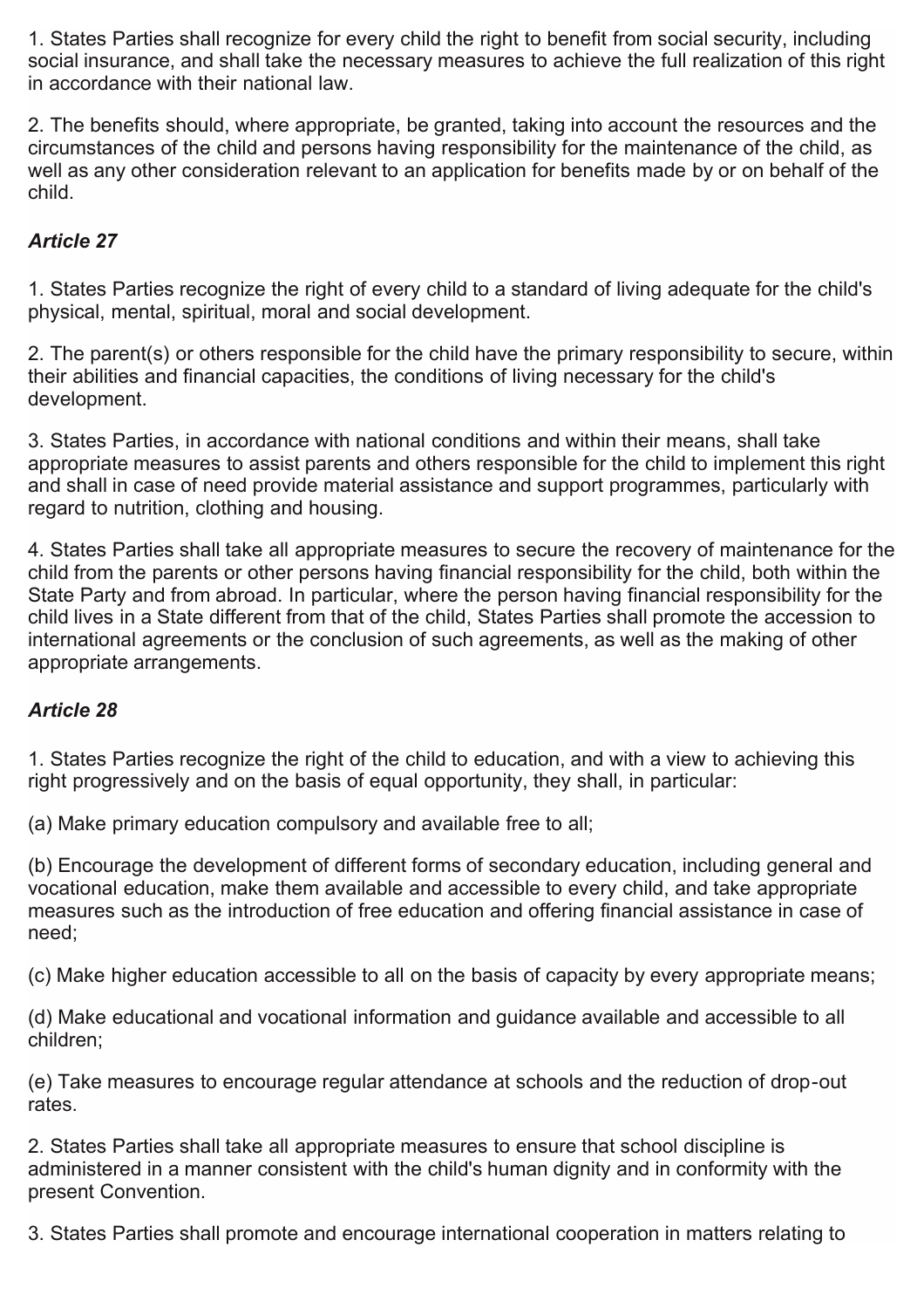1. States Parties shall recognize for every child the right to benefit from social security, including social insurance, and shall take the necessary measures to achieve the full realization of this right in accordance with their national law.

2. The benefits should, where appropriate, be granted, taking into account the resources and the circumstances of the child and persons having responsibility for the maintenance of the child, as well as any other consideration relevant to an application for benefits made by or on behalf of the child.

### *Article 27*

1. States Parties recognize the right of every child to a standard of living adequate for the child's physical, mental, spiritual, moral and social development.

2. The parent(s) or others responsible for the child have the primary responsibility to secure, within their abilities and financial capacities, the conditions of living necessary for the child's development.

3. States Parties, in accordance with national conditions and within their means, shall take appropriate measures to assist parents and others responsible for the child to implement this right and shall in case of need provide material assistance and support programmes, particularly with regard to nutrition, clothing and housing.

4. States Parties shall take all appropriate measures to secure the recovery of maintenance for the child from the parents or other persons having financial responsibility for the child, both within the State Party and from abroad. In particular, where the person having financial responsibility for the child lives in a State different from that of the child, States Parties shall promote the accession to international agreements or the conclusion of such agreements, as well as the making of other appropriate arrangements.

### *Article 28*

1. States Parties recognize the right of the child to education, and with a view to achieving this right progressively and on the basis of equal opportunity, they shall, in particular:

(a) Make primary education compulsory and available free to all;

(b) Encourage the development of different forms of secondary education, including general and vocational education, make them available and accessible to every child, and take appropriate measures such as the introduction of free education and offering financial assistance in case of need;

(c) Make higher education accessible to all on the basis of capacity by every appropriate means;

(d) Make educational and vocational information and guidance available and accessible to all children;

(e) Take measures to encourage regular attendance at schools and the reduction of drop-out rates.

2. States Parties shall take all appropriate measures to ensure that school discipline is administered in a manner consistent with the child's human dignity and in conformity with the present Convention.

3. States Parties shall promote and encourage international cooperation in matters relating to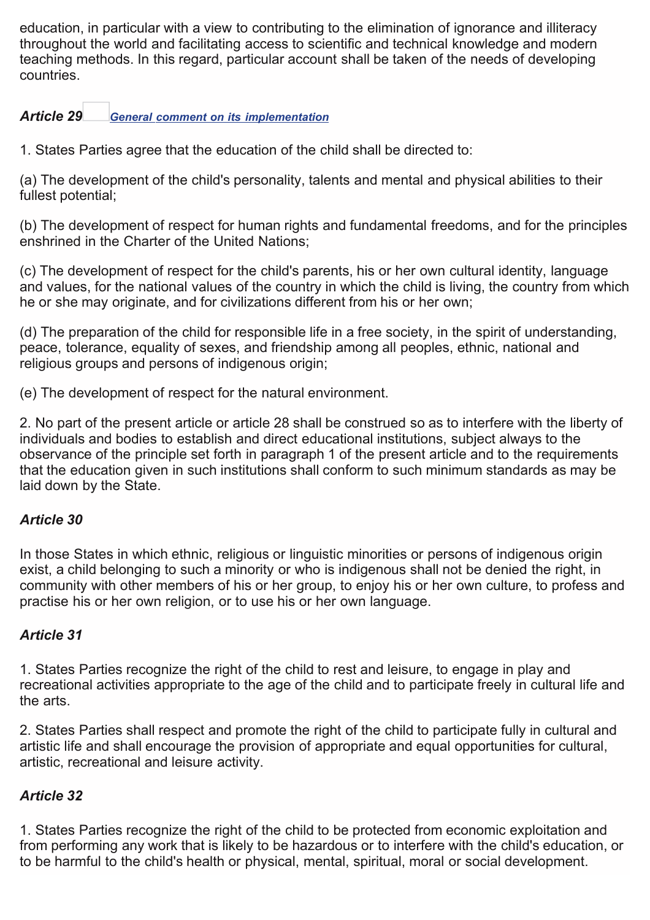education, in particular with a view to contributing to the elimination of ignorance and illiteracy throughout the world and facilitating access to scientific and technical knowledge and modern teaching methods. In this regard, particular account shall be taken of the needs of developing countries.

### *Article 29* [General comment on its implementation]

1. States Parties agree that the education of the child shall be directed to:

(a) The development of the child's personality, talents and mental and physical abilities to their fullest potential;

(b) The development of respect for human rights and fundamental freedoms, and for the principles enshrined in the Charter of the United Nations;

(c) The development of respect for the child's parents, his or her own cultural identity, language and values, for the national values of the country in which the child is living, the country from which he or she may originate, and for civilizations different from his or her own;

(d) The preparation of the child for responsible life in a free society, in the spirit of understanding, peace, tolerance, equality of sexes, and friendship among all peoples, ethnic, national and religious groups and persons of indigenous origin;

(e) The development of respect for the natural environment.

2. No part of the present article or article 28 shall be construed so as to interfere with the liberty of individuals and bodies to establish and direct educational institutions, subject always to the observance of the principle set forth in paragraph 1 of the present article and to the requirements that the education given in such institutions shall conform to such minimum standards as may be laid down by the State.

### *Article 30*

In those States in which ethnic, religious or linguistic minorities or persons of indigenous origin exist, a child belonging to such a minority or who is indigenous shall not be denied the right, in community with other members of his or her group, to enjoy his or her own culture, to profess and practise his or her own religion, or to use his or her own language.

### *Article 31*

1. States Parties recognize the right of the child to rest and leisure, to engage in play and recreational activities appropriate to the age of the child and to participate freely in cultural life and the arts.

2. States Parties shall respect and promote the right of the child to participate fully in cultural and artistic life and shall encourage the provision of appropriate and equal opportunities for cultural, artistic, recreational and leisure activity.

### *Article 32*

1. States Parties recognize the right of the child to be protected from economic exploitation and from performing any work that is likely to be hazardous or to interfere with the child's education, or to be harmful to the child's health or physical, mental, spiritual, moral or social development.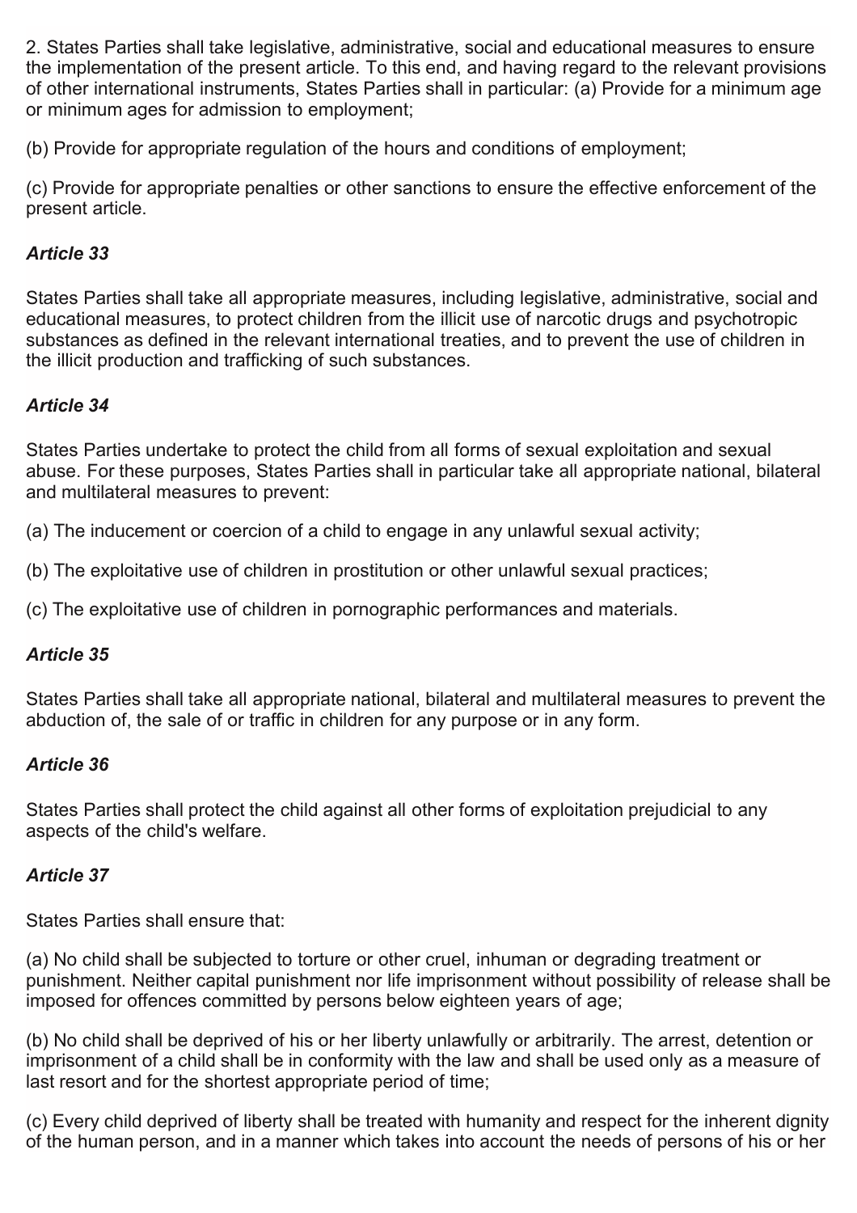2. States Parties shall take legislative, administrative, social and educational measures to ensure the implementation of the present article. To this end, and having regard to the relevant provisions of other international instruments, States Parties shall in particular: (a) Provide for a minimum age or minimum ages for admission to employment;

(b) Provide for appropriate regulation of the hours and conditions of employment;

(c) Provide for appropriate penalties or other sanctions to ensure the effective enforcement of the present article.

***Article 33***

States Parties shall take all appropriate measures, including legislative, administrative, social and educational measures, to protect children from the illicit use of narcotic drugs and psychotropic substances as defined in the relevant international treaties, and to prevent the use of children in the illicit production and trafficking of such substances.

***Article 34***

States Parties undertake to protect the child from all forms of sexual exploitation and sexual abuse. For these purposes, States Parties shall in particular take all appropriate national, bilateral and multilateral measures to prevent:

(a) The inducement or coercion of a child to engage in any unlawful sexual activity;

(b) The exploitative use of children in prostitution or other unlawful sexual practices;

(c) The exploitative use of children in pornographic performances and materials.

***Article 35***

States Parties shall take all appropriate national, bilateral and multilateral measures to prevent the abduction of, the sale of or traffic in children for any purpose or in any form.

***Article 36***

States Parties shall protect the child against all other forms of exploitation prejudicial to any aspects of the child's welfare.

***Article 37***

States Parties shall ensure that:

(a) No child shall be subjected to torture or other cruel, inhuman or degrading treatment or punishment. Neither capital punishment nor life imprisonment without possibility of release shall be imposed for offences committed by persons below eighteen years of age;

(b) No child shall be deprived of his or her liberty unlawfully or arbitrarily. The arrest, detention or imprisonment of a child shall be in conformity with the law and shall be used only as a measure of last resort and for the shortest appropriate period of time;

(c) Every child deprived of liberty shall be treated with humanity and respect for the inherent dignity of the human person, and in a manner which takes into account the needs of persons of his or her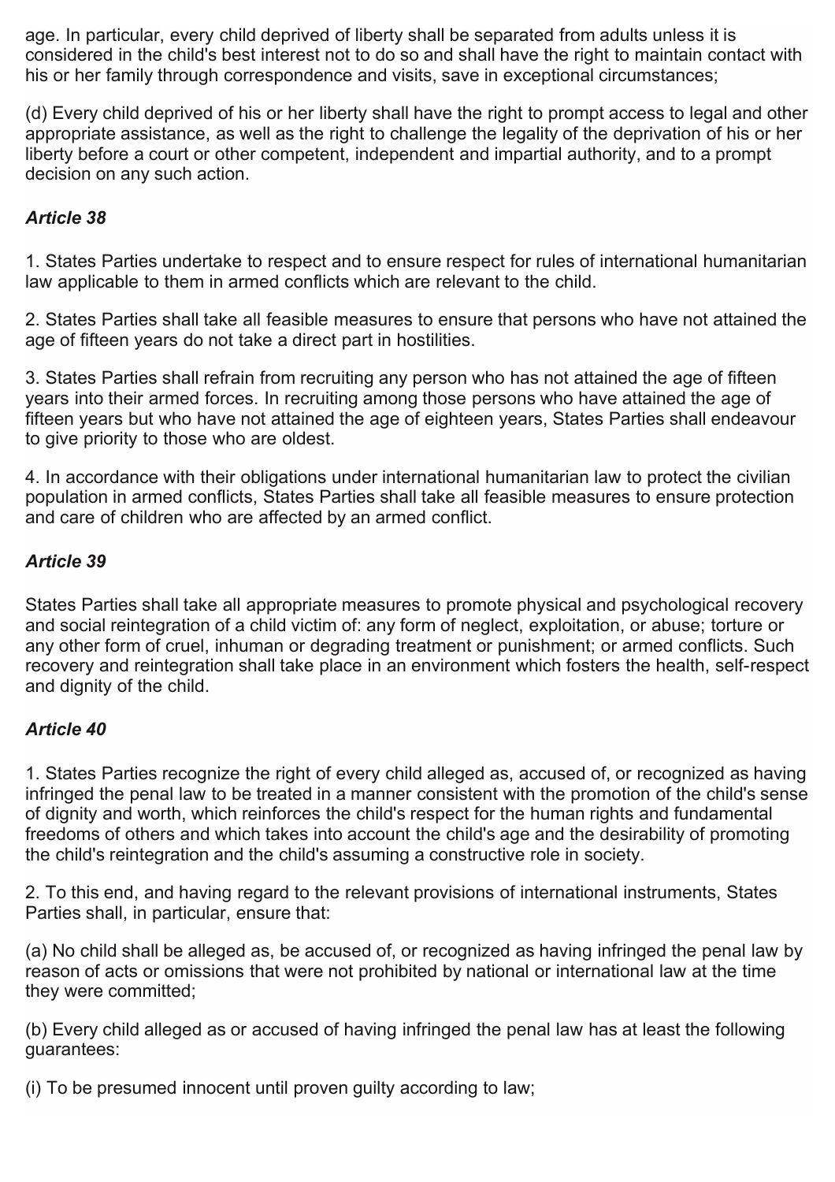age. In particular, every child deprived of liberty shall be separated from adults unless it is considered in the child's best interest not to do so and shall have the right to maintain contact with his or her family through correspondence and visits, save in exceptional circumstances;

(d) Every child deprived of his or her liberty shall have the right to prompt access to legal and other appropriate assistance, as well as the right to challenge the legality of the deprivation of his or her liberty before a court or other competent, independent and impartial authority, and to a prompt decision on any such action.

### *Article 38*

1. States Parties undertake to respect and to ensure respect for rules of international humanitarian law applicable to them in armed conflicts which are relevant to the child.

2. States Parties shall take all feasible measures to ensure that persons who have not attained the age of fifteen years do not take a direct part in hostilities.

3. States Parties shall refrain from recruiting any person who has not attained the age of fifteen years into their armed forces. In recruiting among those persons who have attained the age of fifteen years but who have not attained the age of eighteen years, States Parties shall endeavour to give priority to those who are oldest.

4. In accordance with their obligations under international humanitarian law to protect the civilian population in armed conflicts, States Parties shall take all feasible measures to ensure protection and care of children who are affected by an armed conflict.

### *Article 39*

States Parties shall take all appropriate measures to promote physical and psychological recovery and social reintegration of a child victim of: any form of neglect, exploitation, or abuse; torture or any other form of cruel, inhuman or degrading treatment or punishment; or armed conflicts. Such recovery and reintegration shall take place in an environment which fosters the health, self-respect and dignity of the child.

### *Article 40*

1. States Parties recognize the right of every child alleged as, accused of, or recognized as having infringed the penal law to be treated in a manner consistent with the promotion of the child's sense of dignity and worth, which reinforces the child's respect for the human rights and fundamental freedoms of others and which takes into account the child's age and the desirability of promoting the child's reintegration and the child's assuming a constructive role in society.

2. To this end, and having regard to the relevant provisions of international instruments, States Parties shall, in particular, ensure that:

(a) No child shall be alleged as, be accused of, or recognized as having infringed the penal law by reason of acts or omissions that were not prohibited by national or international law at the time they were committed;

(b) Every child alleged as or accused of having infringed the penal law has at least the following guarantees:

(i) To be presumed innocent until proven guilty according to law;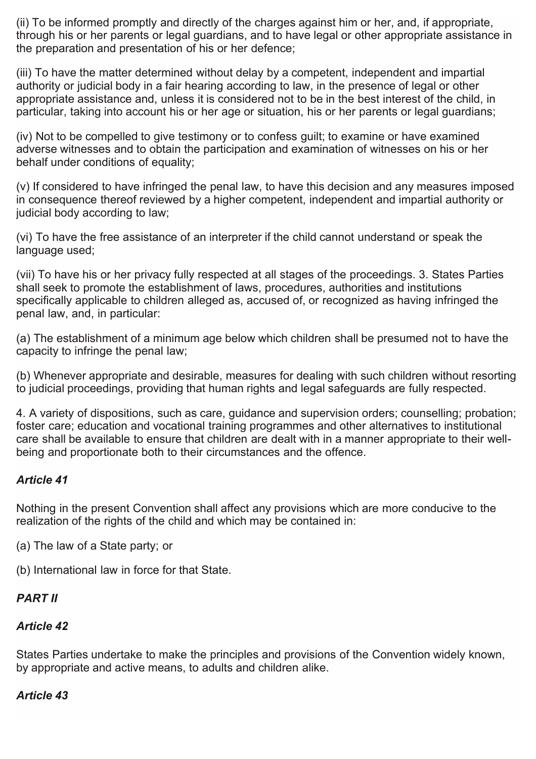(ii) To be informed promptly and directly of the charges against him or her, and, if appropriate, through his or her parents or legal guardians, and to have legal or other appropriate assistance in the preparation and presentation of his or her defence;

(iii) To have the matter determined without delay by a competent, independent and impartial authority or judicial body in a fair hearing according to law, in the presence of legal or other appropriate assistance and, unless it is considered not to be in the best interest of the child, in particular, taking into account his or her age or situation, his or her parents or legal guardians;

(iv) Not to be compelled to give testimony or to confess guilt; to examine or have examined adverse witnesses and to obtain the participation and examination of witnesses on his or her behalf under conditions of equality;

(v) If considered to have infringed the penal law, to have this decision and any measures imposed in consequence thereof reviewed by a higher competent, independent and impartial authority or judicial body according to law;

(vi) To have the free assistance of an interpreter if the child cannot understand or speak the language used;

(vii) To have his or her privacy fully respected at all stages of the proceedings. 3. States Parties shall seek to promote the establishment of laws, procedures, authorities and institutions specifically applicable to children alleged as, accused of, or recognized as having infringed the penal law, and, in particular:

(a) The establishment of a minimum age below which children shall be presumed not to have the capacity to infringe the penal law;

(b) Whenever appropriate and desirable, measures for dealing with such children without resorting to judicial proceedings, providing that human rights and legal safeguards are fully respected.

4. A variety of dispositions, such as care, guidance and supervision orders; counselling; probation; foster care; education and vocational training programmes and other alternatives to institutional care shall be available to ensure that children are dealt with in a manner appropriate to their well-being and proportionate both to their circumstances and the offence.

### *Article 41*

Nothing in the present Convention shall affect any provisions which are more conducive to the realization of the rights of the child and which may be contained in:

(a) The law of a State party; or

(b) International law in force for that State.

## *PART II*

### *Article 42*

States Parties undertake to make the principles and provisions of the Convention widely known, by appropriate and active means, to adults and children alike.

### *Article 43*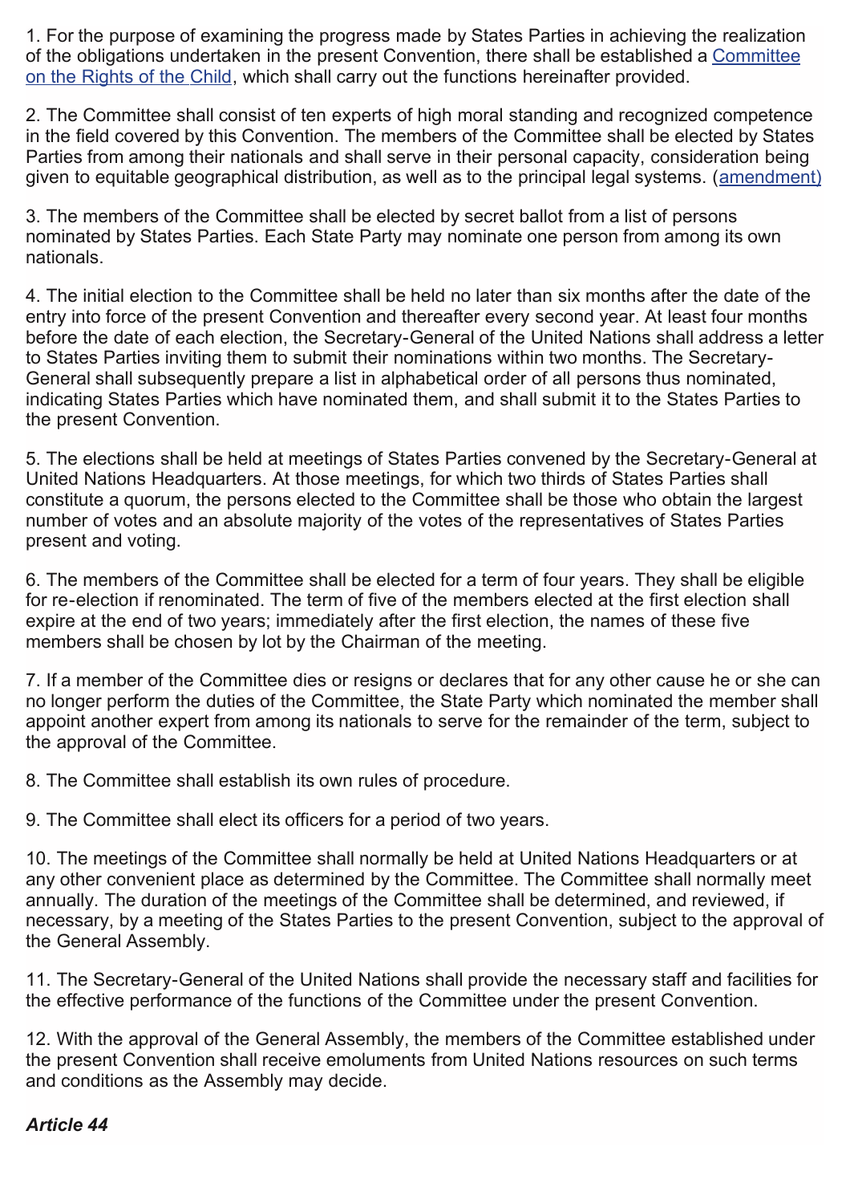1. For the purpose of examining the progress made by States Parties in achieving the realization of the obligations undertaken in the present Convention, there shall be established a [Committee on the Rights of the Child](), which shall carry out the functions hereinafter provided.

2. The Committee shall consist of ten experts of high moral standing and recognized competence in the field covered by this Convention. The members of the Committee shall be elected by States Parties from among their nationals and shall serve in their personal capacity, consideration being given to equitable geographical distribution, as well as to the principal legal systems. ([amendment]())

3. The members of the Committee shall be elected by secret ballot from a list of persons nominated by States Parties. Each State Party may nominate one person from among its own nationals.

4. The initial election to the Committee shall be held no later than six months after the date of the entry into force of the present Convention and thereafter every second year. At least four months before the date of each election, the Secretary-General of the United Nations shall address a letter to States Parties inviting them to submit their nominations within two months. The Secretary-General shall subsequently prepare a list in alphabetical order of all persons thus nominated, indicating States Parties which have nominated them, and shall submit it to the States Parties to the present Convention.

5. The elections shall be held at meetings of States Parties convened by the Secretary-General at United Nations Headquarters. At those meetings, for which two thirds of States Parties shall constitute a quorum, the persons elected to the Committee shall be those who obtain the largest number of votes and an absolute majority of the votes of the representatives of States Parties present and voting.

6. The members of the Committee shall be elected for a term of four years. They shall be eligible for re-election if renominated. The term of five of the members elected at the first election shall expire at the end of two years; immediately after the first election, the names of these five members shall be chosen by lot by the Chairman of the meeting.

7. If a member of the Committee dies or resigns or declares that for any other cause he or she can no longer perform the duties of the Committee, the State Party which nominated the member shall appoint another expert from among its nationals to serve for the remainder of the term, subject to the approval of the Committee.

8. The Committee shall establish its own rules of procedure.

9. The Committee shall elect its officers for a period of two years.

10. The meetings of the Committee shall normally be held at United Nations Headquarters or at any other convenient place as determined by the Committee. The Committee shall normally meet annually. The duration of the meetings of the Committee shall be determined, and reviewed, if necessary, by a meeting of the States Parties to the present Convention, subject to the approval of the General Assembly.

11. The Secretary-General of the United Nations shall provide the necessary staff and facilities for the effective performance of the functions of the Committee under the present Convention.

12. With the approval of the General Assembly, the members of the Committee established under the present Convention shall receive emoluments from United Nations resources on such terms and conditions as the Assembly may decide.

***Article 44***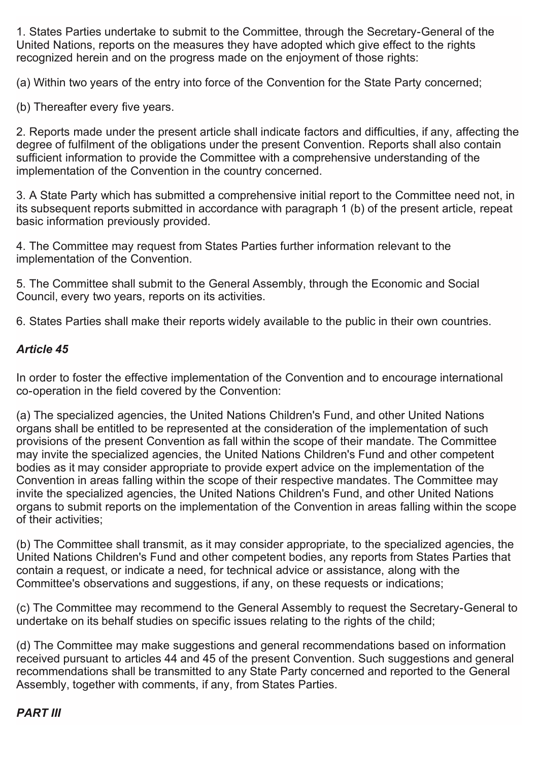1. States Parties undertake to submit to the Committee, through the Secretary-General of the United Nations, reports on the measures they have adopted which give effect to the rights recognized herein and on the progress made on the enjoyment of those rights:

(a) Within two years of the entry into force of the Convention for the State Party concerned;

(b) Thereafter every five years.

2. Reports made under the present article shall indicate factors and difficulties, if any, affecting the degree of fulfilment of the obligations under the present Convention. Reports shall also contain sufficient information to provide the Committee with a comprehensive understanding of the implementation of the Convention in the country concerned.

3. A State Party which has submitted a comprehensive initial report to the Committee need not, in its subsequent reports submitted in accordance with paragraph 1 (b) of the present article, repeat basic information previously provided.

4. The Committee may request from States Parties further information relevant to the implementation of the Convention.

5. The Committee shall submit to the General Assembly, through the Economic and Social Council, every two years, reports on its activities.

6. States Parties shall make their reports widely available to the public in their own countries.

### *Article 45*

In order to foster the effective implementation of the Convention and to encourage international co-operation in the field covered by the Convention:

(a) The specialized agencies, the United Nations Children's Fund, and other United Nations organs shall be entitled to be represented at the consideration of the implementation of such provisions of the present Convention as fall within the scope of their mandate. The Committee may invite the specialized agencies, the United Nations Children's Fund and other competent bodies as it may consider appropriate to provide expert advice on the implementation of the Convention in areas falling within the scope of their respective mandates. The Committee may invite the specialized agencies, the United Nations Children's Fund, and other United Nations organs to submit reports on the implementation of the Convention in areas falling within the scope of their activities;

(b) The Committee shall transmit, as it may consider appropriate, to the specialized agencies, the United Nations Children's Fund and other competent bodies, any reports from States Parties that contain a request, or indicate a need, for technical advice or assistance, along with the Committee's observations and suggestions, if any, on these requests or indications;

(c) The Committee may recommend to the General Assembly to request the Secretary-General to undertake on its behalf studies on specific issues relating to the rights of the child;

(d) The Committee may make suggestions and general recommendations based on information received pursuant to articles 44 and 45 of the present Convention. Such suggestions and general recommendations shall be transmitted to any State Party concerned and reported to the General Assembly, together with comments, if any, from States Parties.

### *PART III*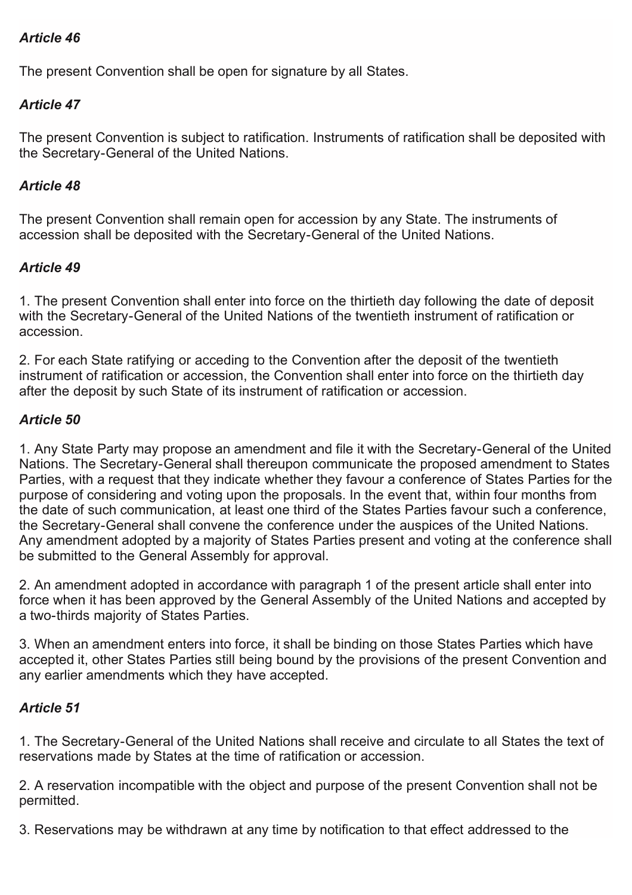*Article 46*

The present Convention shall be open for signature by all States.

*Article 47*

The present Convention is subject to ratification. Instruments of ratification shall be deposited with the Secretary-General of the United Nations.

*Article 48*

The present Convention shall remain open for accession by any State. The instruments of accession shall be deposited with the Secretary-General of the United Nations.

*Article 49*

1. The present Convention shall enter into force on the thirtieth day following the date of deposit with the Secretary-General of the United Nations of the twentieth instrument of ratification or accession.

2. For each State ratifying or acceding to the Convention after the deposit of the twentieth instrument of ratification or accession, the Convention shall enter into force on the thirtieth day after the deposit by such State of its instrument of ratification or accession.

*Article 50*

1. Any State Party may propose an amendment and file it with the Secretary-General of the United Nations. The Secretary-General shall thereupon communicate the proposed amendment to States Parties, with a request that they indicate whether they favour a conference of States Parties for the purpose of considering and voting upon the proposals. In the event that, within four months from the date of such communication, at least one third of the States Parties favour such a conference, the Secretary-General shall convene the conference under the auspices of the United Nations. Any amendment adopted by a majority of States Parties present and voting at the conference shall be submitted to the General Assembly for approval.

2. An amendment adopted in accordance with paragraph 1 of the present article shall enter into force when it has been approved by the General Assembly of the United Nations and accepted by a two-thirds majority of States Parties.

3. When an amendment enters into force, it shall be binding on those States Parties which have accepted it, other States Parties still being bound by the provisions of the present Convention and any earlier amendments which they have accepted.

*Article 51*

1. The Secretary-General of the United Nations shall receive and circulate to all States the text of reservations made by States at the time of ratification or accession.

2. A reservation incompatible with the object and purpose of the present Convention shall not be permitted.

3. Reservations may be withdrawn at any time by notification to that effect addressed to the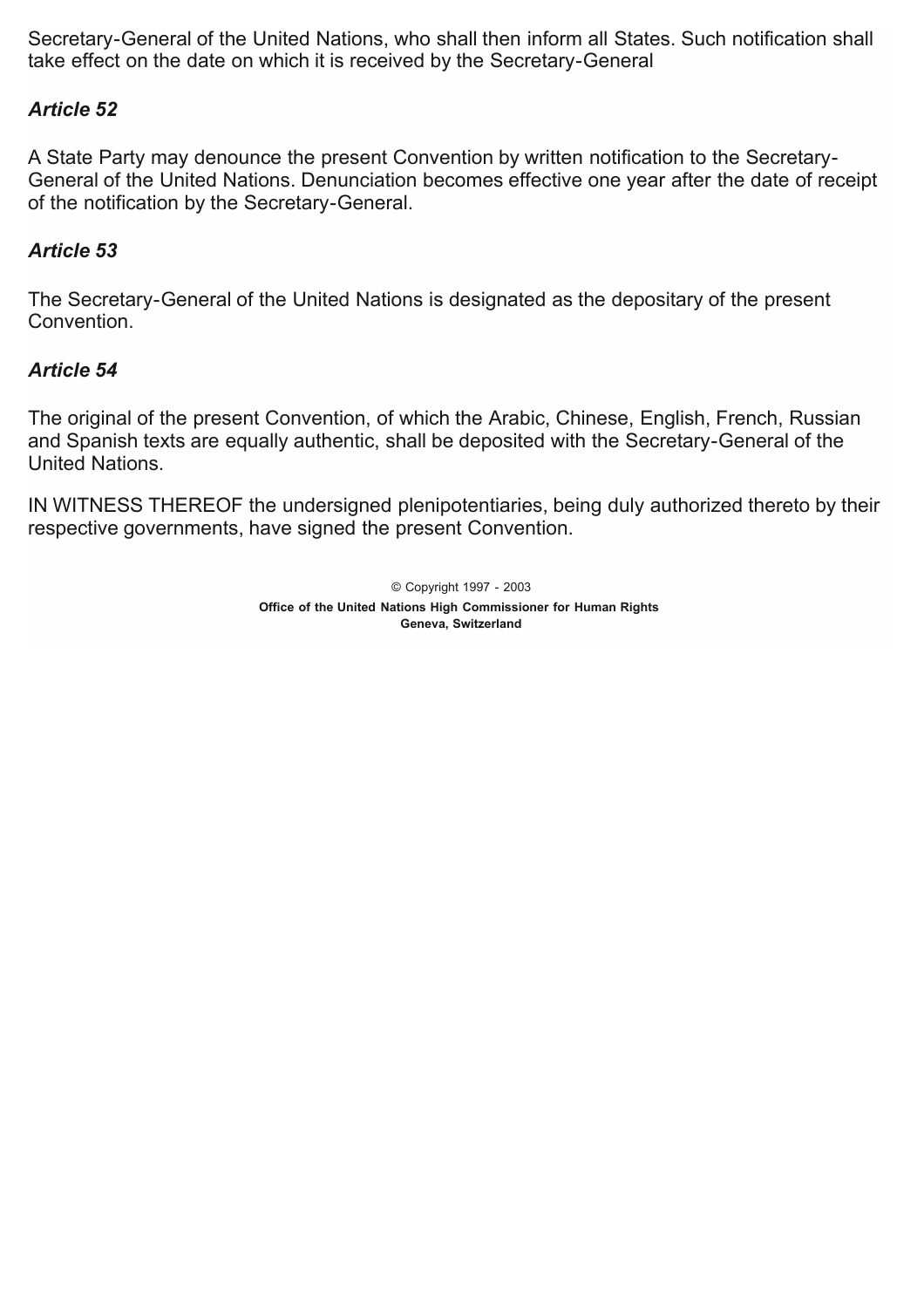Secretary-General of the United Nations, who shall then inform all States. Such notification shall take effect on the date on which it is received by the Secretary-General

### *Article 52*

A State Party may denounce the present Convention by written notification to the Secretary-General of the United Nations. Denunciation becomes effective one year after the date of receipt of the notification by the Secretary-General.

### *Article 53*

The Secretary-General of the United Nations is designated as the depositary of the present Convention.

### *Article 54*

The original of the present Convention, of which the Arabic, Chinese, English, French, Russian and Spanish texts are equally authentic, shall be deposited with the Secretary-General of the United Nations.

IN WITNESS THEREOF the undersigned plenipotentiaries, being duly authorized thereto by their respective governments, have signed the present Convention.

© Copyright 1997 - 2003

**Office of the United Nations High Commissioner for Human Rights**
**Geneva, Switzerland**